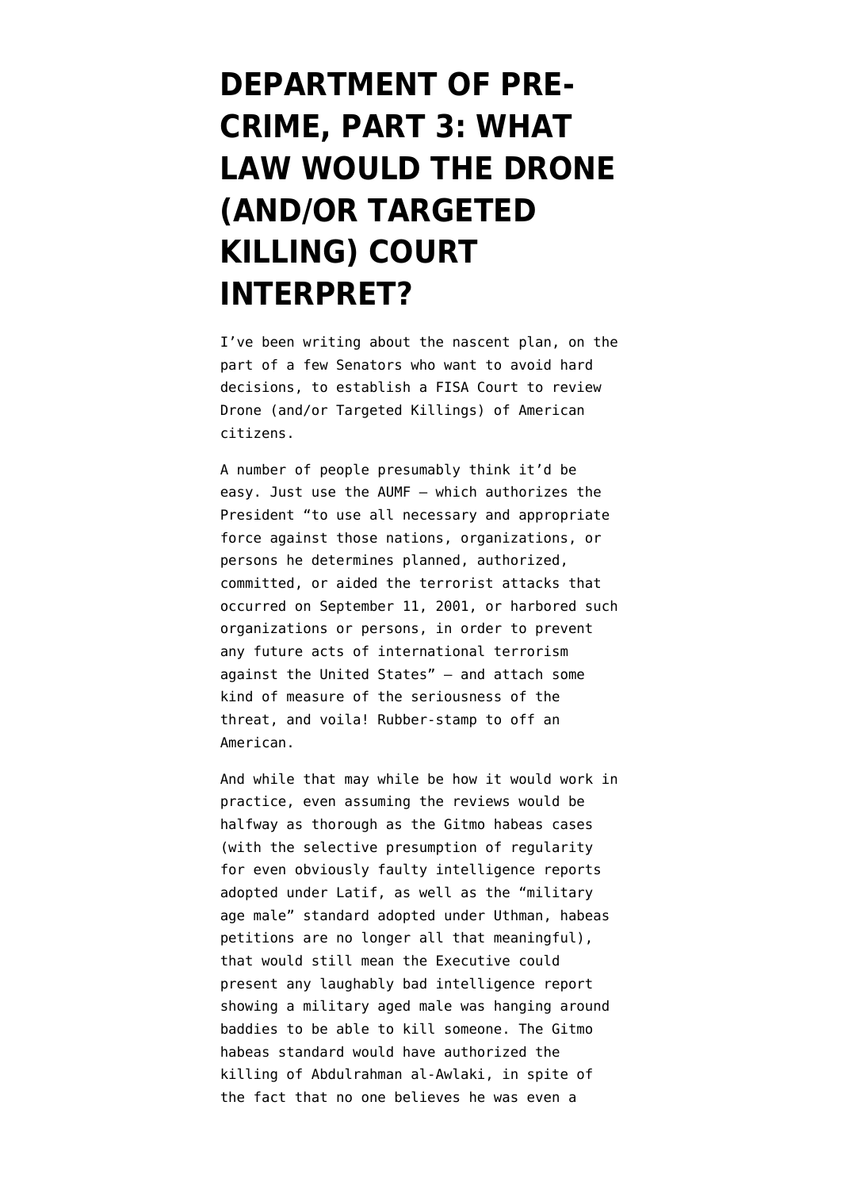# DEPARTMENT OF PRE-CRIME, PART 3: WHAT LAW WOULD THE DRONE (AND/OR TARGETED KILLING) COURT INTERPRET?

I've been writing about the nascent plan, on the part of a few Senators who want to avoid hard decisions, to establish a FISA Court to review Drone (and/or Targeted Killings) of American citizens.

A number of people presumably think it'd be easy. Just use the AUMF — which authorizes the President "to use all necessary and appropriate force against those nations, organizations, or persons he determines planned, authorized, committed, or aided the terrorist attacks that occurred on September 11, 2001, or harbored such organizations or persons, in order to prevent any future acts of international terrorism against the United States" — and attach some kind of measure of the seriousness of the threat, and voila! Rubber-stamp to off an American.

And while that may while be how it would work in practice, even assuming the reviews would be halfway as thorough as the Gitmo habeas cases (with the selective presumption of regularity for even obviously faulty intelligence reports adopted under Latif, as well as the "military age male" standard adopted under Uthman, habeas petitions are no longer all that meaningful), that would still mean the Executive could present any laughably bad intelligence report showing a military aged male was hanging around baddies to be able to kill someone. The Gitmo habeas standard would have authorized the killing of Abdulrahman al-Awlaki, in spite of the fact that no one believes he was even a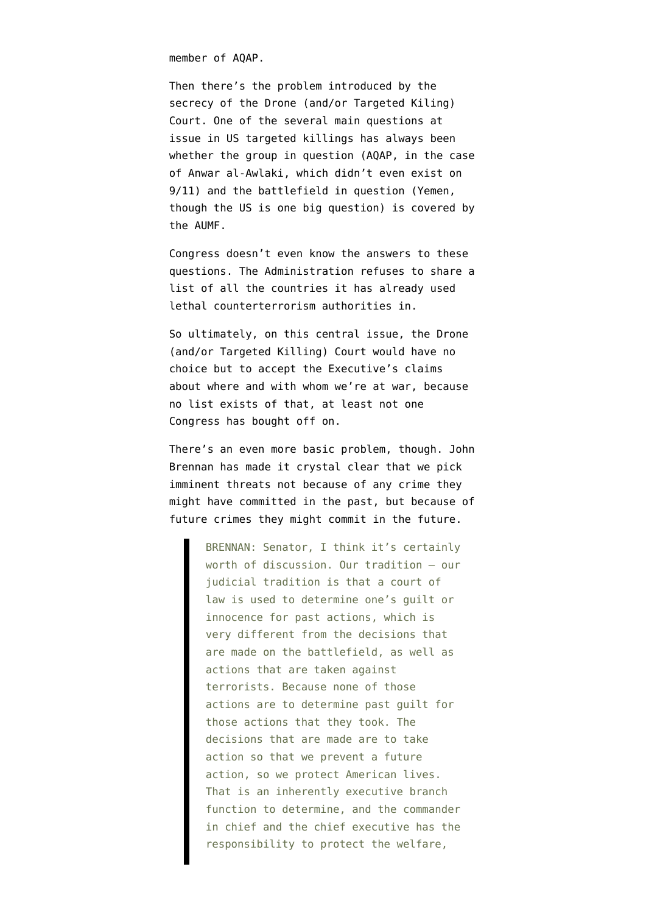member of AQAP.

Then there's the problem introduced by the secrecy of the Drone (and/or Targeted Kiling) Court. One of the several main questions at issue in US targeted killings has always been whether the group in question (AQAP, in the case of Anwar al-Awlaki, which didn't even exist on 9/11) and the battlefield in question (Yemen, though the US is one big question) is covered by the AUMF.

Congress doesn't even know the answers to these questions. The Administration refuses to share a list of all the countries it has already used lethal counterterrorism authorities in.

So ultimately, on this central issue, the Drone (and/or Targeted Killing) Court would have no choice but to accept the Executive's claims about where and with whom we're at war, because no list exists of that, at least not one Congress has bought off on.

There's an even more basic problem, though. John Brennan has made it crystal clear that we pick imminent threats not because of any crime they might have committed in the past, but because of future crimes they might commit in the future.

> BRENNAN: Senator, I think it's certainly worth of discussion. Our tradition — our judicial tradition is that a court of law is used to determine one's guilt or innocence for past actions, which is very different from the decisions that are made on the battlefield, as well as actions that are taken against terrorists. Because none of those actions are to determine past guilt for those actions that they took. The decisions that are made are to take action so that we prevent a future action, so we protect American lives. That is an inherently executive branch function to determine, and the commander in chief and the chief executive has the responsibility to protect the welfare,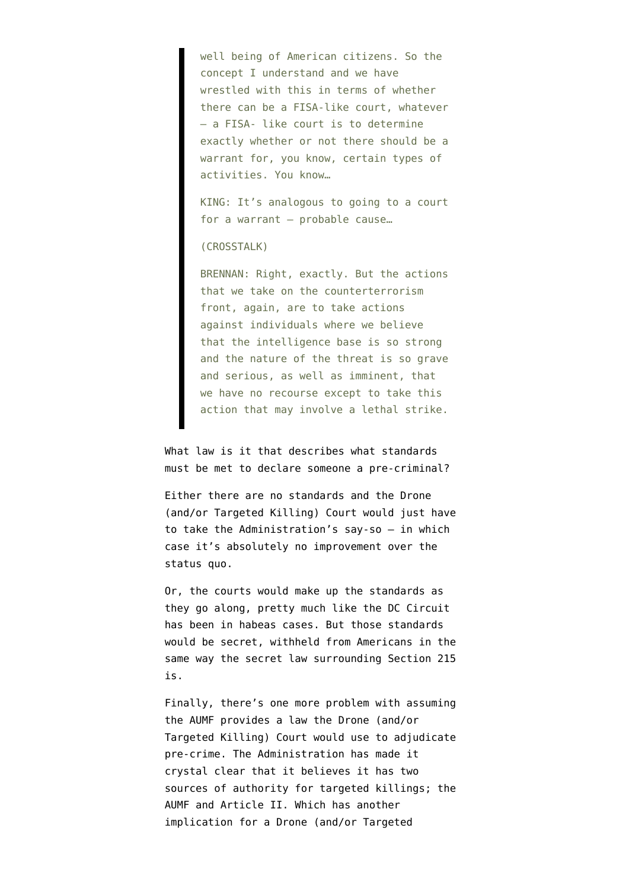> well being of American citizens. So the concept I understand and we have wrestled with this in terms of whether there can be a FISA-like court, whatever – a FISA- like court is to determine exactly whether or not there should be a warrant for, you know, certain types of activities. You know…
>
> KING: It's analogous to going to a court for a warrant – probable cause…
>
> (CROSSTALK)
>
> BRENNAN: Right, exactly. But the actions that we take on the counterterrorism front, again, are to take actions against individuals where we believe that the intelligence base is so strong and the nature of the threat is so grave and serious, as well as imminent, that we have no recourse except to take this action that may involve a lethal strike.

What law is it that describes what standards must be met to declare someone a pre-criminal?

Either there are no standards and the Drone (and/or Targeted Killing) Court would just have to take the Administration's say-so – in which case it's absolutely no improvement over the status quo.

Or, the courts would make up the standards as they go along, pretty much like the DC Circuit has been in habeas cases. But those standards would be secret, withheld from Americans in the same way the secret law surrounding Section 215 is.

Finally, there's one more problem with assuming the AUMF provides a law the Drone (and/or Targeted Killing) Court would use to adjudicate pre-crime. The Administration has made it crystal clear that it believes it has two sources of authority for targeted killings; the AUMF and Article II. Which has another implication for a Drone (and/or Targeted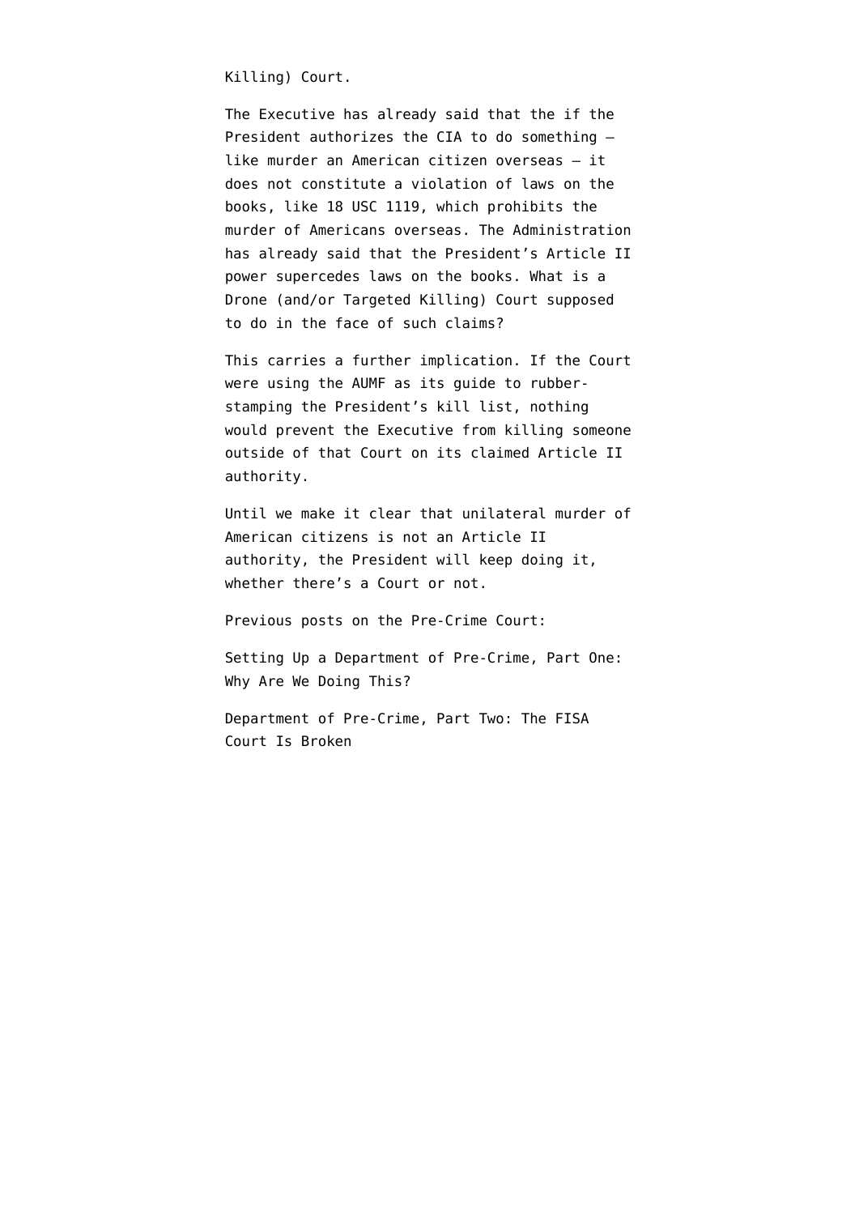Killing) Court.

The Executive has already said that the if the President authorizes the CIA to do something – like murder an American citizen overseas – it does not constitute a violation of laws on the books, like 18 USC 1119, which prohibits the murder of Americans overseas. The Administration has already said that the President's Article II power supercedes laws on the books. What is a Drone (and/or Targeted Killing) Court supposed to do in the face of such claims?

This carries a further implication. If the Court were using the AUMF as its guide to rubber-stamping the President's kill list, nothing would prevent the Executive from killing someone outside of that Court on its claimed Article II authority.

Until we make it clear that unilateral murder of American citizens is not an Article II authority, the President will keep doing it, whether there's a Court or not.

Previous posts on the Pre-Crime Court:

Setting Up a Department of Pre-Crime, Part One: Why Are We Doing This?

Department of Pre-Crime, Part Two: The FISA Court Is Broken